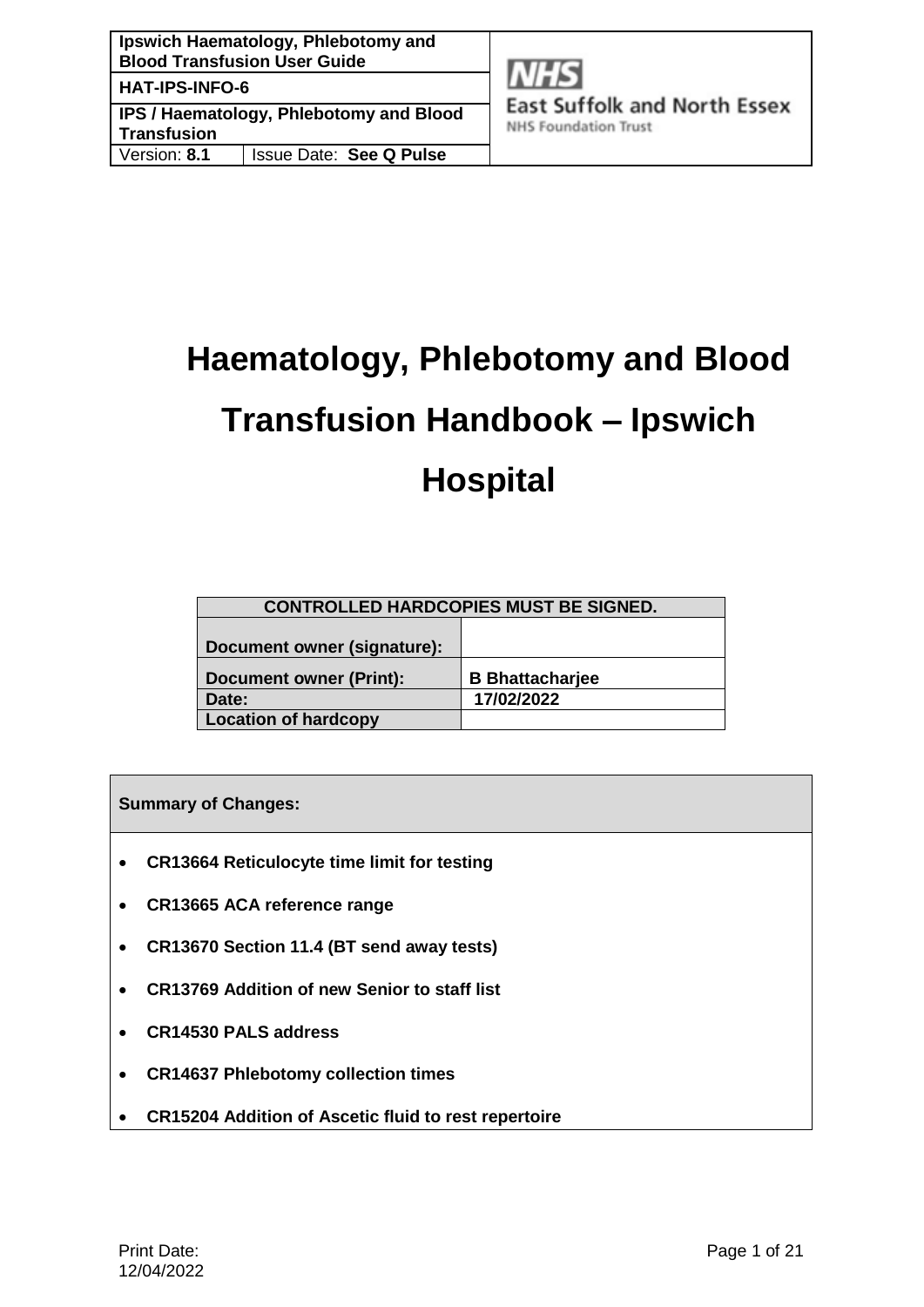# Haematology, Phlebotomy and Blood Transfusion Handbook – Ipswich Hospital

| CONTROLLED HARDCOPIES MUST BE SIGNED. | |
|---|---|
| **Document owner (signature):** | |
| **Document owner (Print):** | **B Bhattacharjee** |
| **Date:** | **17/02/2022** |
| **Location of hardcopy** | |

**Summary of Changes:**

- **CR13664 Reticulocyte time limit for testing**
- **CR13665 ACA reference range**
- **CR13670 Section 11.4 (BT send away tests)**
- **CR13769 Addition of new Senior to staff list**
- **CR14530 PALS address**
- **CR14637 Phlebotomy collection times**
- **CR15204 Addition of Ascetic fluid to rest repertoire**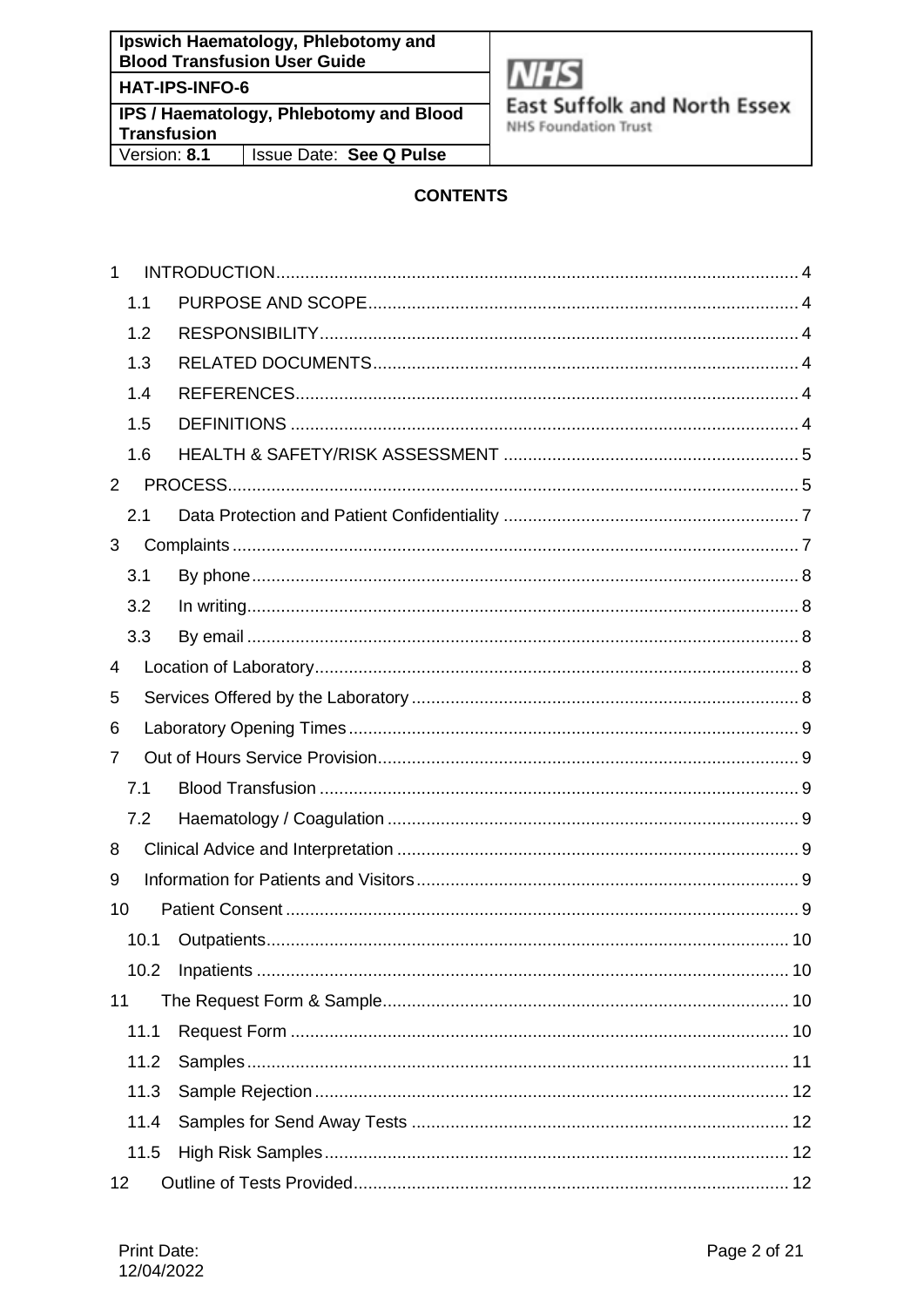**CONTENTS**

1 INTRODUCTION ........................................................................................................ 4
  1.1 PURPOSE AND SCOPE ........................................................................................ 4
  1.2 RESPONSIBILITY ................................................................................................ 4
  1.3 RELATED DOCUMENTS ...................................................................................... 4
  1.4 REFERENCES ..................................................................................................... 4
  1.5 DEFINITIONS ...................................................................................................... 4
  1.6 HEALTH & SAFETY/RISK ASSESSMENT ............................................................ 5
2 PROCESS ................................................................................................................. 5
  2.1 Data Protection and Patient Confidentiality ............................................................ 7
3 Complaints ................................................................................................................ 7
  3.1 By phone ............................................................................................................. 8
  3.2 In writing .............................................................................................................. 8
  3.3 By email .............................................................................................................. 8
4 Location of Laboratory ............................................................................................... 8
5 Services Offered by the Laboratory ........................................................................... 8
6 Laboratory Opening Times ......................................................................................... 9
7 Out of Hours Service Provision .................................................................................. 9
  7.1 Blood Transfusion ................................................................................................ 9
  7.2 Haematology / Coagulation ................................................................................... 9
8 Clinical Advice and Interpretation ............................................................................... 9
9 Information for Patients and Visitors ........................................................................... 9
10 Patient Consent ....................................................................................................... 9
  10.1 Outpatients ......................................................................................................... 10
  10.2 Inpatients ........................................................................................................... 10
11 The Request Form & Sample ................................................................................... 10
  11.1 Request Form ..................................................................................................... 10
  11.2 Samples ............................................................................................................. 11
  11.3 Sample Rejection ................................................................................................ 12
  11.4 Samples for Send Away Tests ............................................................................. 12
  11.5 High Risk Samples .............................................................................................. 12
12 Outline of Tests Provided ......................................................................................... 12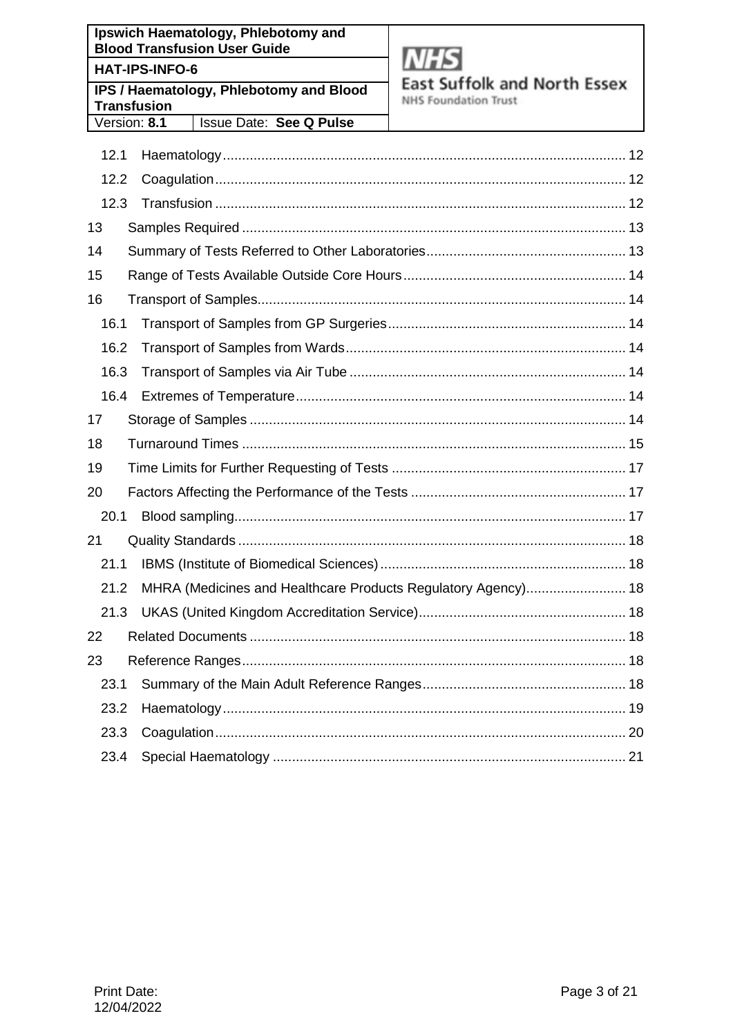12.1 Haematology ........................................................................................................ 12

12.2 Coagulation .......................................................................................................... 12

12.3 Transfusion .......................................................................................................... 12

13 Samples Required .................................................................................................... 13

14 Summary of Tests Referred to Other Laboratories .................................................... 13

15 Range of Tests Available Outside Core Hours .......................................................... 14

16 Transport of Samples ................................................................................................ 14

16.1 Transport of Samples from GP Surgeries ............................................................. 14

16.2 Transport of Samples from Wards ........................................................................ 14

16.3 Transport of Samples via Air Tube ....................................................................... 14

16.4 Extremes of Temperature ..................................................................................... 14

17 Storage of Samples .................................................................................................. 14

18 Turnaround Times .................................................................................................... 15

19 Time Limits for Further Requesting of Tests ............................................................. 17

20 Factors Affecting the Performance of the Tests ........................................................ 17

20.1 Blood sampling ..................................................................................................... 17

21 Quality Standards ..................................................................................................... 18

21.1 IBMS (Institute of Biomedical Sciences) ................................................................ 18

21.2 MHRA (Medicines and Healthcare Products Regulatory Agency) .......................... 18

21.3 UKAS (United Kingdom Accreditation Service) ...................................................... 18

22 Related Documents .................................................................................................. 18

23 Reference Ranges .................................................................................................... 18

23.1 Summary of the Main Adult Reference Ranges ..................................................... 18

23.2 Haematology ......................................................................................................... 19

23.3 Coagulation ........................................................................................................... 20

23.4 Special Haematology ............................................................................................ 21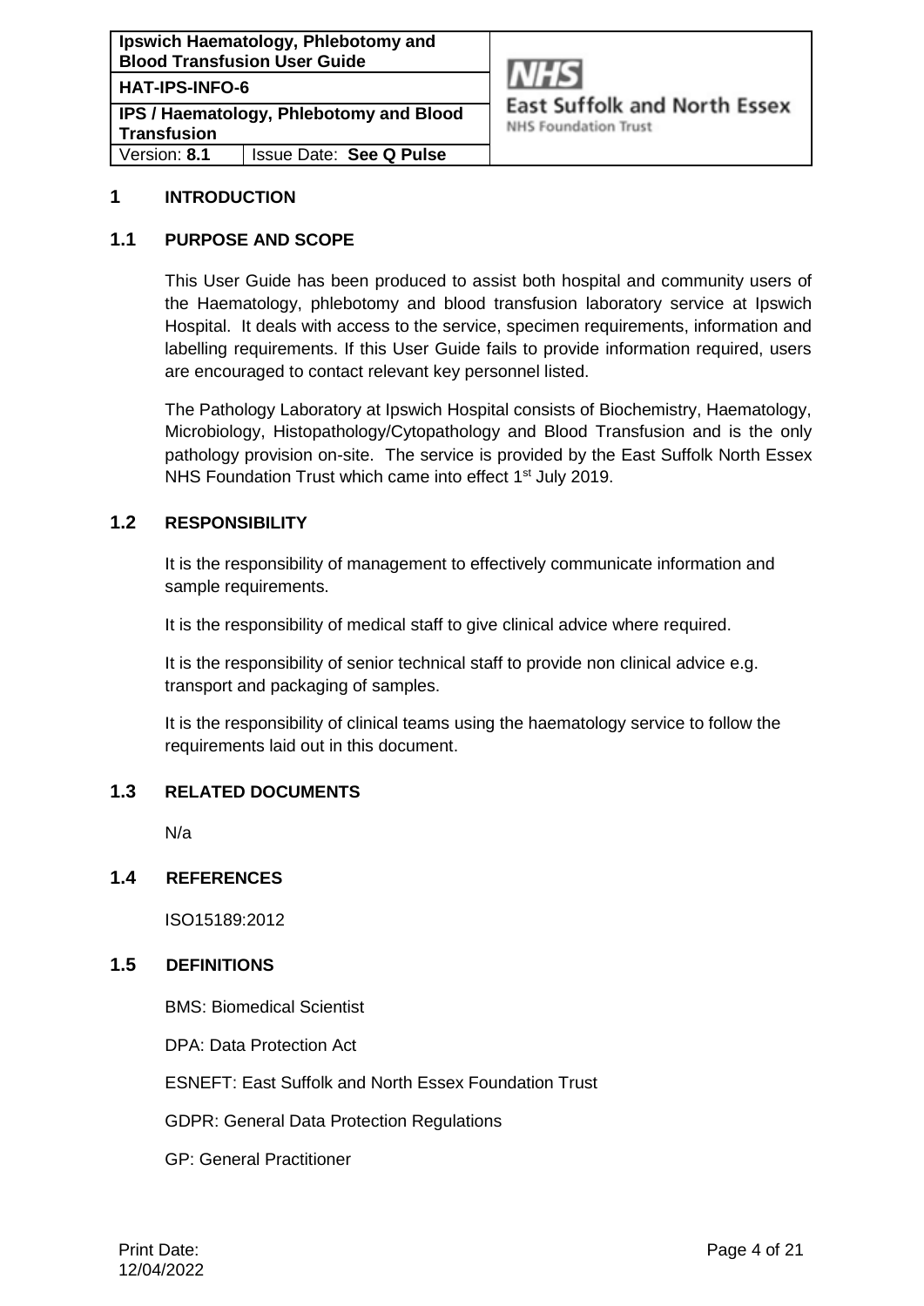# 1 INTRODUCTION

## 1.1 PURPOSE AND SCOPE

This User Guide has been produced to assist both hospital and community users of the Haematology, phlebotomy and blood transfusion laboratory service at Ipswich Hospital. It deals with access to the service, specimen requirements, information and labelling requirements. If this User Guide fails to provide information required, users are encouraged to contact relevant key personnel listed.

The Pathology Laboratory at Ipswich Hospital consists of Biochemistry, Haematology, Microbiology, Histopathology/Cytopathology and Blood Transfusion and is the only pathology provision on-site. The service is provided by the East Suffolk North Essex NHS Foundation Trust which came into effect 1st July 2019.

## 1.2 RESPONSIBILITY

It is the responsibility of management to effectively communicate information and sample requirements.

It is the responsibility of medical staff to give clinical advice where required.

It is the responsibility of senior technical staff to provide non clinical advice e.g. transport and packaging of samples.

It is the responsibility of clinical teams using the haematology service to follow the requirements laid out in this document.

## 1.3 RELATED DOCUMENTS

N/a

## 1.4 REFERENCES

ISO15189:2012

## 1.5 DEFINITIONS

BMS: Biomedical Scientist

DPA: Data Protection Act

ESNEFT: East Suffolk and North Essex Foundation Trust

GDPR: General Data Protection Regulations

GP: General Practitioner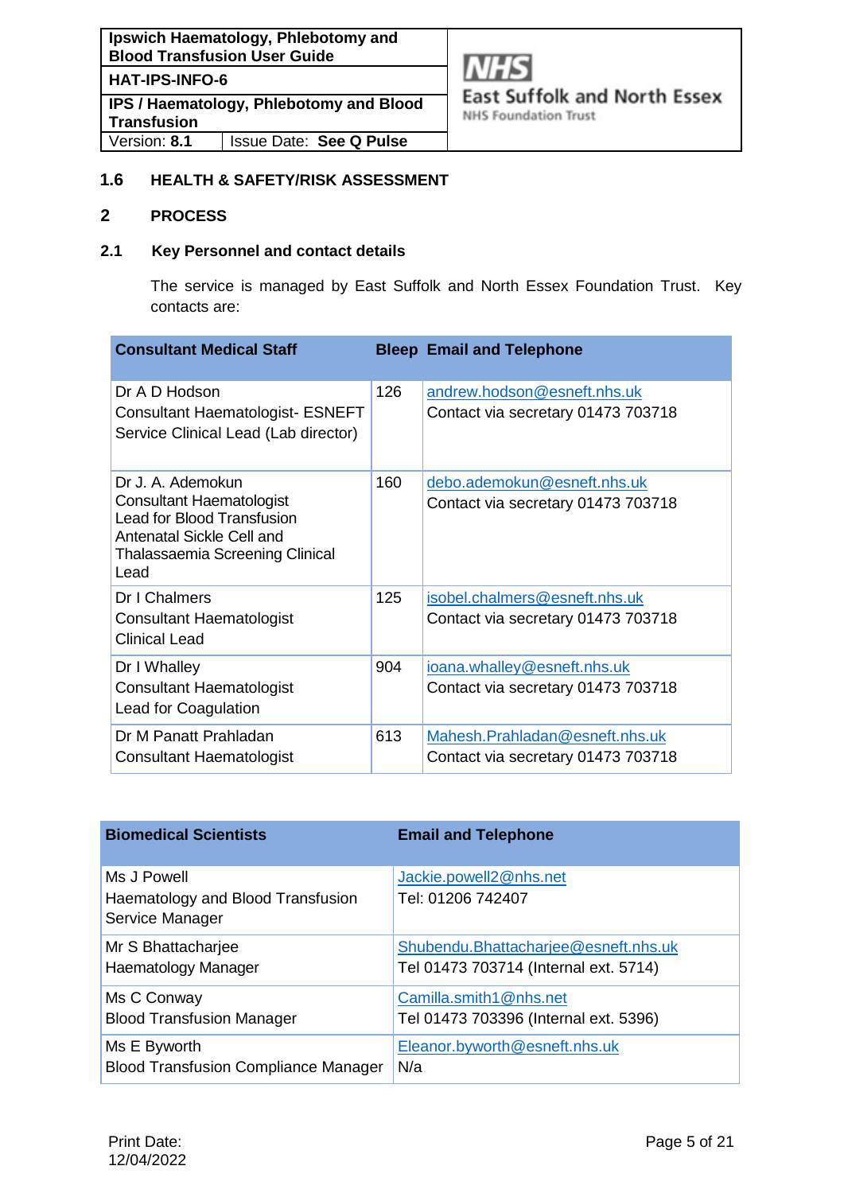### 1.6 HEALTH & SAFETY/RISK ASSESSMENT

## 2 PROCESS

### 2.1 Key Personnel and contact details

The service is managed by East Suffolk and North Essex Foundation Trust. Key contacts are:

| Consultant Medical Staff | Bleep | Email and Telephone |
|---|---|---|
| Dr A D Hodson<br>Consultant Haematologist- ESNEFT<br>Service Clinical Lead (Lab director) | 126 | andrew.hodson@esneft.nhs.uk<br>Contact via secretary 01473 703718 |
| Dr J. A. Ademokun<br>Consultant Haematologist<br>Lead for Blood Transfusion<br>Antenatal Sickle Cell and Thalassaemia Screening Clinical Lead | 160 | debo.ademokun@esneft.nhs.uk<br>Contact via secretary 01473 703718 |
| Dr I Chalmers<br>Consultant Haematologist<br>Clinical Lead | 125 | isobel.chalmers@esneft.nhs.uk<br>Contact via secretary 01473 703718 |
| Dr I Whalley<br>Consultant Haematologist<br>Lead for Coagulation | 904 | ioana.whalley@esneft.nhs.uk<br>Contact via secretary 01473 703718 |
| Dr M Panatt Prahladan<br>Consultant Haematologist | 613 | Mahesh.Prahladan@esneft.nhs.uk<br>Contact via secretary 01473 703718 |

| Biomedical Scientists | Email and Telephone |
|---|---|
| Ms J Powell<br>Haematology and Blood Transfusion Service Manager | Jackie.powell2@nhs.net<br>Tel: 01206 742407 |
| Mr S Bhattacharjee<br>Haematology Manager | Shubendu.Bhattacharjee@esneft.nhs.uk<br>Tel 01473 703714 (Internal ext. 5714) |
| Ms C Conway<br>Blood Transfusion Manager | Camilla.smith1@nhs.net<br>Tel 01473 703396 (Internal ext. 5396) |
| Ms E Byworth<br>Blood Transfusion Compliance Manager | Eleanor.byworth@esneft.nhs.uk<br>N/a |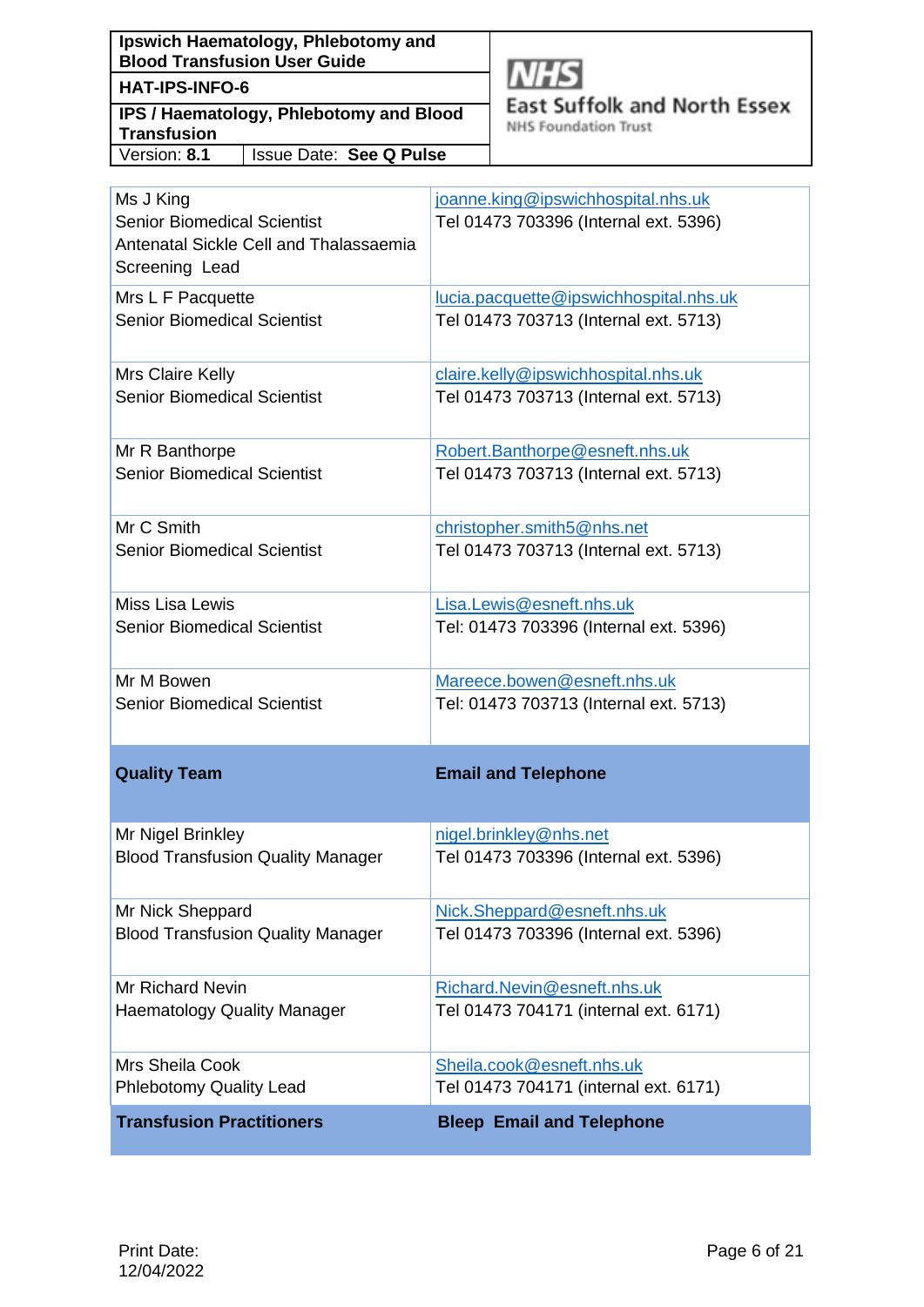| | |
|---|---|
| Ms J King<br>Senior Biomedical Scientist<br>Antenatal Sickle Cell and Thalassaemia Screening Lead | joanne.king@ipswichhospital.nhs.uk<br>Tel 01473 703396 (Internal ext. 5396) |
| Mrs L F Pacquette<br>Senior Biomedical Scientist | lucia.pacquette@ipswichhospital.nhs.uk<br>Tel 01473 703713 (Internal ext. 5713) |
| Mrs Claire Kelly<br>Senior Biomedical Scientist | claire.kelly@ipswichhospital.nhs.uk<br>Tel 01473 703713 (Internal ext. 5713) |
| Mr R Banthorpe<br>Senior Biomedical Scientist | Robert.Banthorpe@esneft.nhs.uk<br>Tel 01473 703713 (Internal ext. 5713) |
| Mr C Smith<br>Senior Biomedical Scientist | christopher.smith5@nhs.net<br>Tel 01473 703713 (Internal ext. 5713) |
| Miss Lisa Lewis<br>Senior Biomedical Scientist | Lisa.Lewis@esneft.nhs.uk<br>Tel: 01473 703396 (Internal ext. 5396) |
| Mr M Bowen<br>Senior Biomedical Scientist | Mareece.bowen@esneft.nhs.uk<br>Tel: 01473 703713 (Internal ext. 5713) |
| **Quality Team** | **Email and Telephone** |
| Mr Nigel Brinkley<br>Blood Transfusion Quality Manager | nigel.brinkley@nhs.net<br>Tel 01473 703396 (Internal ext. 5396) |
| Mr Nick Sheppard<br>Blood Transfusion Quality Manager | Nick.Sheppard@esneft.nhs.uk<br>Tel 01473 703396 (Internal ext. 5396) |
| Mr Richard Nevin<br>Haematology Quality Manager | Richard.Nevin@esneft.nhs.uk<br>Tel 01473 704171 (internal ext. 6171) |
| Mrs Sheila Cook<br>Phlebotomy Quality Lead | Sheila.cook@esneft.nhs.uk<br>Tel 01473 704171 (internal ext. 6171) |
| **Transfusion Practitioners** | **Bleep Email and Telephone** |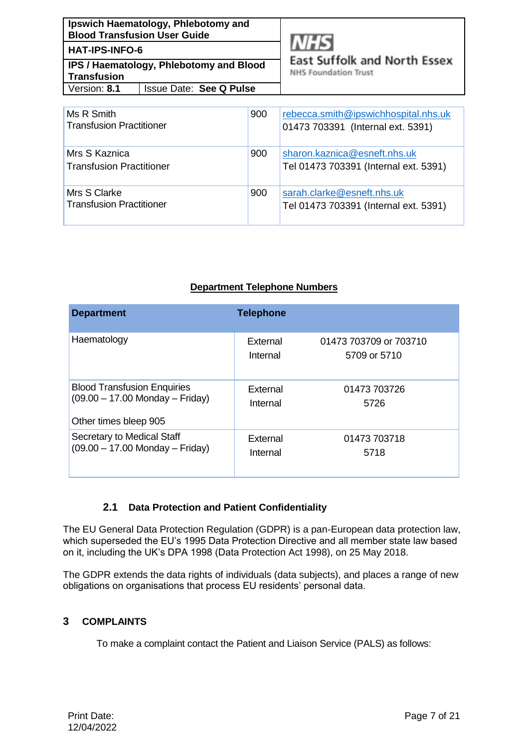| | | |
|---|---|---|
| Ms R Smith<br>Transfusion Practitioner | 900 | rebecca.smith@ipswichhospital.nhs.uk<br>01473 703391 (Internal ext. 5391) |
| Mrs S Kaznica<br>Transfusion Practitioner | 900 | sharon.kaznica@esneft.nhs.uk<br>Tel 01473 703391 (Internal ext. 5391) |
| Mrs S Clarke<br>Transfusion Practitioner | 900 | sarah.clarke@esneft.nhs.uk<br>Tel 01473 703391 (Internal ext. 5391) |

**Department Telephone Numbers**

| Department | Telephone | |
|---|---|---|
| Haematology | External<br>Internal | 01473 703709 or 703710<br>5709 or 5710 |
| Blood Transfusion Enquiries<br>(09.00 – 17.00 Monday – Friday)<br><br>Other times bleep 905 | External<br>Internal | 01473 703726<br>5726 |
| Secretary to Medical Staff<br>(09.00 – 17.00 Monday – Friday) | External<br>Internal | 01473 703718<br>5718 |

### 2.1 Data Protection and Patient Confidentiality

The EU General Data Protection Regulation (GDPR) is a pan-European data protection law, which superseded the EU's 1995 Data Protection Directive and all member state law based on it, including the UK's DPA 1998 (Data Protection Act 1998), on 25 May 2018.

The GDPR extends the data rights of individuals (data subjects), and places a range of new obligations on organisations that process EU residents' personal data.

## 3 COMPLAINTS

To make a complaint contact the Patient and Liaison Service (PALS) as follows: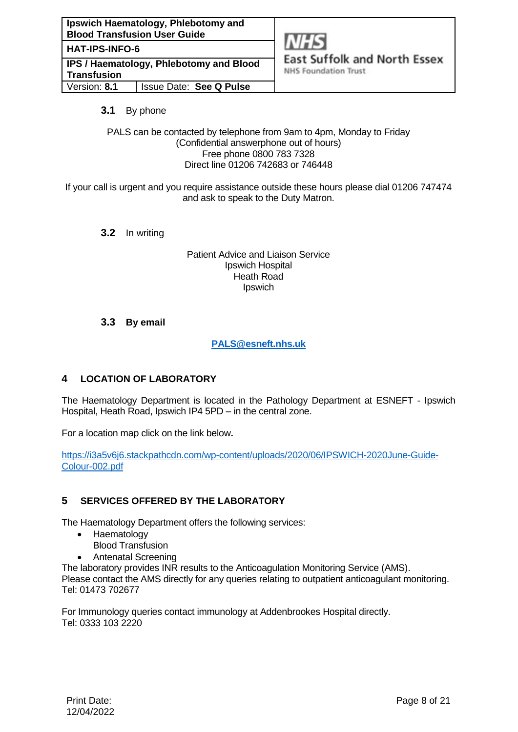### 3.1 By phone

PALS can be contacted by telephone from 9am to 4pm, Monday to Friday
(Confidential answerphone out of hours)
Free phone 0800 783 7328
Direct line 01206 742683 or 746448

If your call is urgent and you require assistance outside these hours please dial 01206 747474 and ask to speak to the Duty Matron.

### 3.2 In writing

Patient Advice and Liaison Service
Ipswich Hospital
Heath Road
Ipswich

### 3.3 **By email**

**PALS@esneft.nhs.uk**

## 4 LOCATION OF LABORATORY

The Haematology Department is located in the Pathology Department at ESNEFT - Ipswich Hospital, Heath Road, Ipswich IP4 5PD – in the central zone.

For a location map click on the link below**.**

https://i3a5v6j6.stackpathcdn.com/wp-content/uploads/2020/06/IPSWICH-2020June-Guide-Colour-002.pdf

## 5 SERVICES OFFERED BY THE LABORATORY

The Haematology Department offers the following services:

- Haematology
  Blood Transfusion
- Antenatal Screening

The laboratory provides INR results to the Anticoagulation Monitoring Service (AMS).
Please contact the AMS directly for any queries relating to outpatient anticoagulant monitoring.
Tel: 01473 702677

For Immunology queries contact immunology at Addenbrookes Hospital directly.
Tel: 0333 103 2220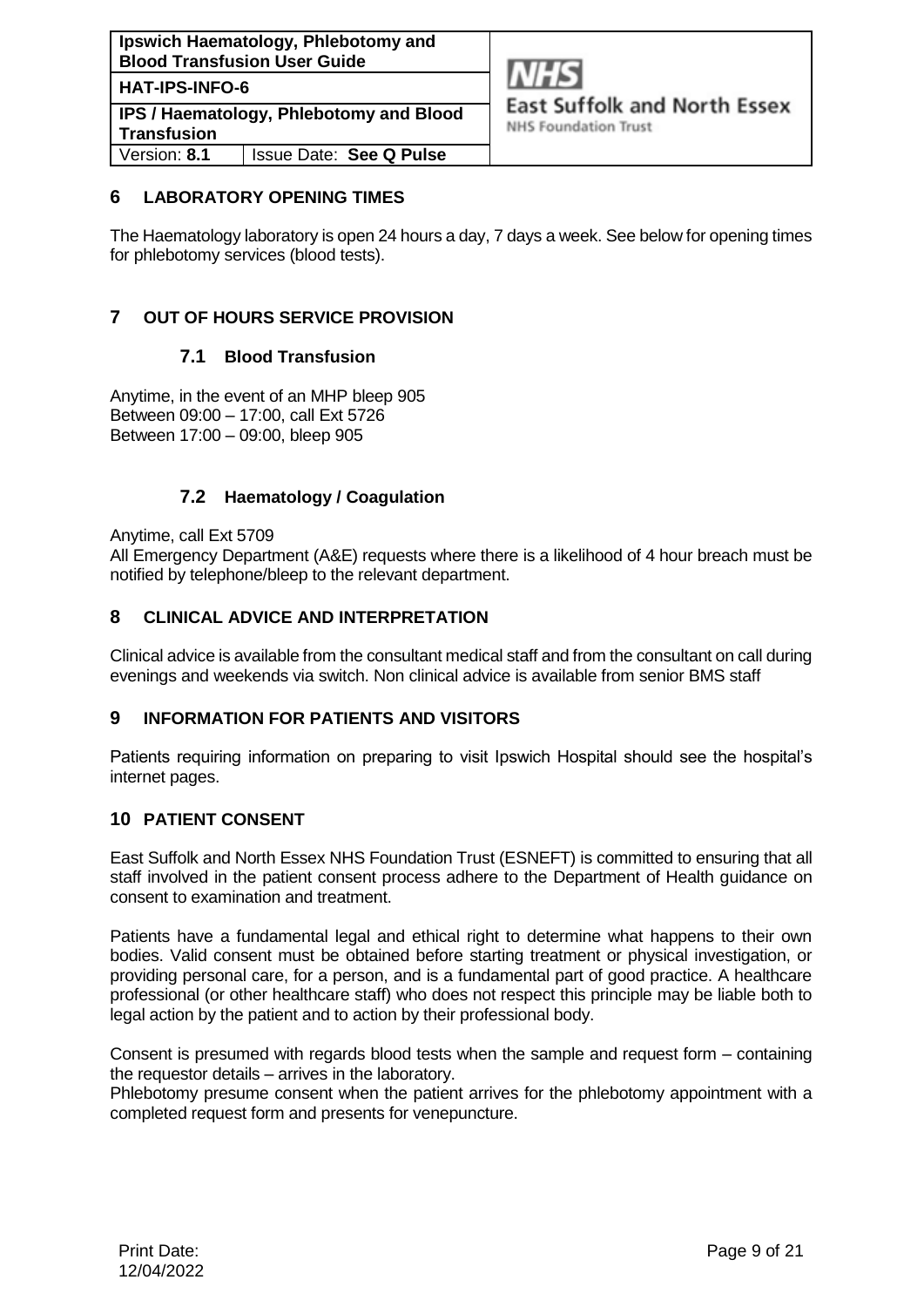## 6 LABORATORY OPENING TIMES

The Haematology laboratory is open 24 hours a day, 7 days a week. See below for opening times for phlebotomy services (blood tests).

## 7 OUT OF HOURS SERVICE PROVISION

### 7.1 Blood Transfusion

Anytime, in the event of an MHP bleep 905
Between 09:00 – 17:00, call Ext 5726
Between 17:00 – 09:00, bleep 905

### 7.2 Haematology / Coagulation

Anytime, call Ext 5709
All Emergency Department (A&E) requests where there is a likelihood of 4 hour breach must be notified by telephone/bleep to the relevant department.

## 8 CLINICAL ADVICE AND INTERPRETATION

Clinical advice is available from the consultant medical staff and from the consultant on call during evenings and weekends via switch. Non clinical advice is available from senior BMS staff

## 9 INFORMATION FOR PATIENTS AND VISITORS

Patients requiring information on preparing to visit Ipswich Hospital should see the hospital's internet pages.

## 10 PATIENT CONSENT

East Suffolk and North Essex NHS Foundation Trust (ESNEFT) is committed to ensuring that all staff involved in the patient consent process adhere to the Department of Health guidance on consent to examination and treatment.

Patients have a fundamental legal and ethical right to determine what happens to their own bodies. Valid consent must be obtained before starting treatment or physical investigation, or providing personal care, for a person, and is a fundamental part of good practice. A healthcare professional (or other healthcare staff) who does not respect this principle may be liable both to legal action by the patient and to action by their professional body.

Consent is presumed with regards blood tests when the sample and request form – containing the requestor details – arrives in the laboratory.
Phlebotomy presume consent when the patient arrives for the phlebotomy appointment with a completed request form and presents for venepuncture.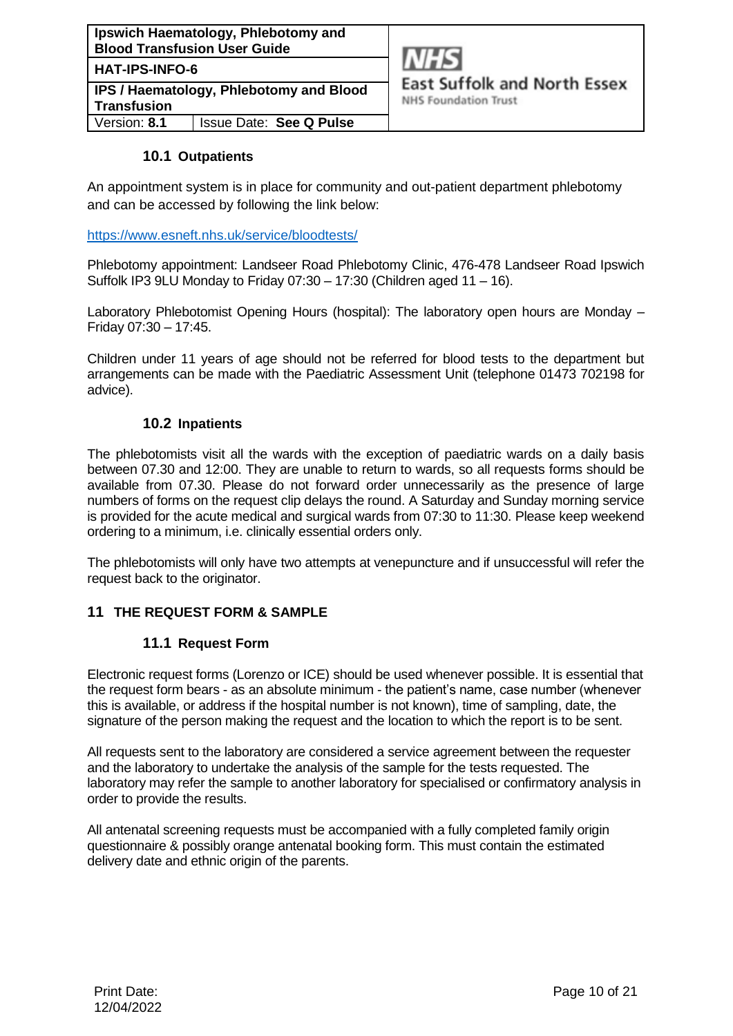### 10.1 Outpatients

An appointment system is in place for community and out-patient department phlebotomy and can be accessed by following the link below:

https://www.esneft.nhs.uk/service/bloodtests/

Phlebotomy appointment: Landseer Road Phlebotomy Clinic, 476-478 Landseer Road Ipswich Suffolk IP3 9LU Monday to Friday 07:30 – 17:30 (Children aged 11 – 16).

Laboratory Phlebotomist Opening Hours (hospital): The laboratory open hours are Monday – Friday 07:30 – 17:45.

Children under 11 years of age should not be referred for blood tests to the department but arrangements can be made with the Paediatric Assessment Unit (telephone 01473 702198 for advice).

### 10.2 Inpatients

The phlebotomists visit all the wards with the exception of paediatric wards on a daily basis between 07.30 and 12:00. They are unable to return to wards, so all requests forms should be available from 07.30. Please do not forward order unnecessarily as the presence of large numbers of forms on the request clip delays the round. A Saturday and Sunday morning service is provided for the acute medical and surgical wards from 07:30 to 11:30. Please keep weekend ordering to a minimum, i.e. clinically essential orders only.

The phlebotomists will only have two attempts at venepuncture and if unsuccessful will refer the request back to the originator.

## 11 THE REQUEST FORM & SAMPLE

### 11.1 Request Form

Electronic request forms (Lorenzo or ICE) should be used whenever possible. It is essential that the request form bears - as an absolute minimum - the patient's name, case number (whenever this is available, or address if the hospital number is not known), time of sampling, date, the signature of the person making the request and the location to which the report is to be sent.

All requests sent to the laboratory are considered a service agreement between the requester and the laboratory to undertake the analysis of the sample for the tests requested. The laboratory may refer the sample to another laboratory for specialised or confirmatory analysis in order to provide the results.

All antenatal screening requests must be accompanied with a fully completed family origin questionnaire & possibly orange antenatal booking form. This must contain the estimated delivery date and ethnic origin of the parents.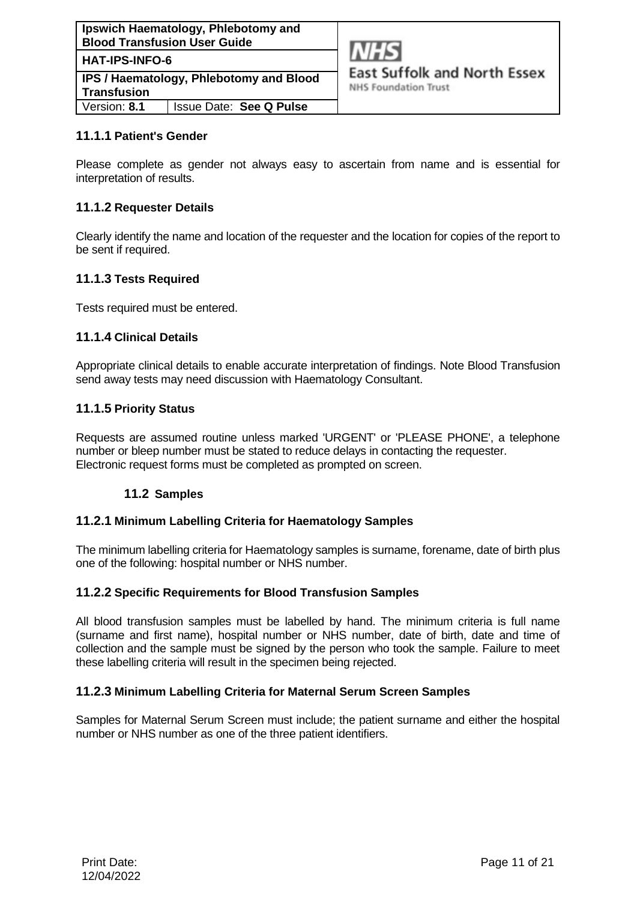### 11.1.1 Patient's Gender

Please complete as gender not always easy to ascertain from name and is essential for interpretation of results.

### 11.1.2 Requester Details

Clearly identify the name and location of the requester and the location for copies of the report to be sent if required.

### 11.1.3 Tests Required

Tests required must be entered.

### 11.1.4 Clinical Details

Appropriate clinical details to enable accurate interpretation of findings. Note Blood Transfusion send away tests may need discussion with Haematology Consultant.

### 11.1.5 Priority Status

Requests are assumed routine unless marked 'URGENT' or 'PLEASE PHONE', a telephone number or bleep number must be stated to reduce delays in contacting the requester.
Electronic request forms must be completed as prompted on screen.

## 11.2 Samples

### 11.2.1 Minimum Labelling Criteria for Haematology Samples

The minimum labelling criteria for Haematology samples is surname, forename, date of birth plus one of the following: hospital number or NHS number.

### 11.2.2 Specific Requirements for Blood Transfusion Samples

All blood transfusion samples must be labelled by hand. The minimum criteria is full name (surname and first name), hospital number or NHS number, date of birth, date and time of collection and the sample must be signed by the person who took the sample. Failure to meet these labelling criteria will result in the specimen being rejected.

### 11.2.3 Minimum Labelling Criteria for Maternal Serum Screen Samples

Samples for Maternal Serum Screen must include; the patient surname and either the hospital number or NHS number as one of the three patient identifiers.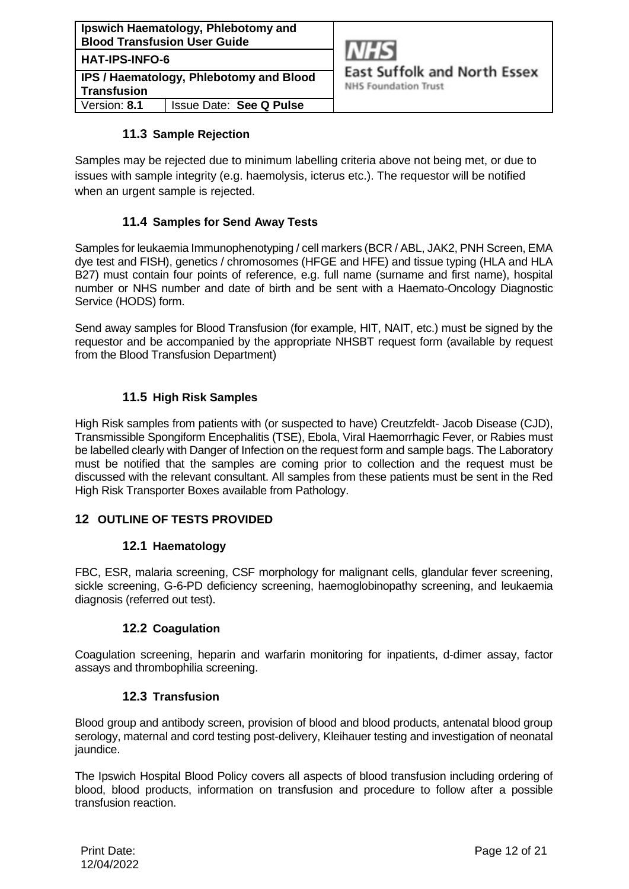### 11.3 Sample Rejection

Samples may be rejected due to minimum labelling criteria above not being met, or due to issues with sample integrity (e.g. haemolysis, icterus etc.). The requestor will be notified when an urgent sample is rejected.

### 11.4 Samples for Send Away Tests

Samples for leukaemia Immunophenotyping / cell markers (BCR / ABL, JAK2, PNH Screen, EMA dye test and FISH), genetics / chromosomes (HFGE and HFE) and tissue typing (HLA and HLA B27) must contain four points of reference, e.g. full name (surname and first name), hospital number or NHS number and date of birth and be sent with a Haemato-Oncology Diagnostic Service (HODS) form.

Send away samples for Blood Transfusion (for example, HIT, NAIT, etc.) must be signed by the requestor and be accompanied by the appropriate NHSBT request form (available by request from the Blood Transfusion Department)

### 11.5 High Risk Samples

High Risk samples from patients with (or suspected to have) Creutzfeldt- Jacob Disease (CJD), Transmissible Spongiform Encephalitis (TSE), Ebola, Viral Haemorrhagic Fever, or Rabies must be labelled clearly with Danger of Infection on the request form and sample bags. The Laboratory must be notified that the samples are coming prior to collection and the request must be discussed with the relevant consultant. All samples from these patients must be sent in the Red High Risk Transporter Boxes available from Pathology.

## 12 OUTLINE OF TESTS PROVIDED

### 12.1 Haematology

FBC, ESR, malaria screening, CSF morphology for malignant cells, glandular fever screening, sickle screening, G-6-PD deficiency screening, haemoglobinopathy screening, and leukaemia diagnosis (referred out test).

### 12.2 Coagulation

Coagulation screening, heparin and warfarin monitoring for inpatients, d-dimer assay, factor assays and thrombophilia screening.

### 12.3 Transfusion

Blood group and antibody screen, provision of blood and blood products, antenatal blood group serology, maternal and cord testing post-delivery, Kleihauer testing and investigation of neonatal jaundice.

The Ipswich Hospital Blood Policy covers all aspects of blood transfusion including ordering of blood, blood products, information on transfusion and procedure to follow after a possible transfusion reaction.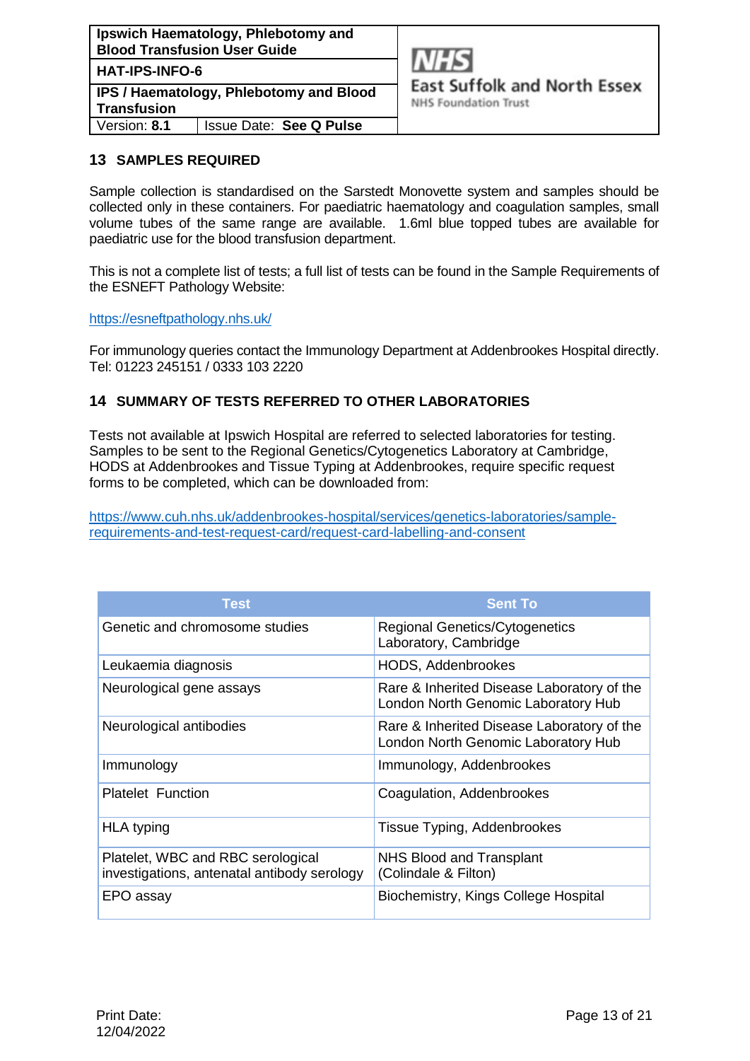## 13 SAMPLES REQUIRED

Sample collection is standardised on the Sarstedt Monovette system and samples should be collected only in these containers. For paediatric haematology and coagulation samples, small volume tubes of the same range are available. 1.6ml blue topped tubes are available for paediatric use for the blood transfusion department.

This is not a complete list of tests; a full list of tests can be found in the Sample Requirements of the ESNEFT Pathology Website:

https://esneftpathology.nhs.uk/

For immunology queries contact the Immunology Department at Addenbrookes Hospital directly. Tel: 01223 245151 / 0333 103 2220

## 14 SUMMARY OF TESTS REFERRED TO OTHER LABORATORIES

Tests not available at Ipswich Hospital are referred to selected laboratories for testing. Samples to be sent to the Regional Genetics/Cytogenetics Laboratory at Cambridge, HODS at Addenbrookes and Tissue Typing at Addenbrookes, require specific request forms to be completed, which can be downloaded from:

https://www.cuh.nhs.uk/addenbrookes-hospital/services/genetics-laboratories/sample-requirements-and-test-request-card/request-card-labelling-and-consent

| Test | Sent To |
|---|---|
| Genetic and chromosome studies | Regional Genetics/Cytogenetics Laboratory, Cambridge |
| Leukaemia diagnosis | HODS, Addenbrookes |
| Neurological gene assays | Rare & Inherited Disease Laboratory of the London North Genomic Laboratory Hub |
| Neurological antibodies | Rare & Inherited Disease Laboratory of the London North Genomic Laboratory Hub |
| Immunology | Immunology, Addenbrookes |
| Platelet Function | Coagulation, Addenbrookes |
| HLA typing | Tissue Typing, Addenbrookes |
| Platelet, WBC and RBC serological investigations, antenatal antibody serology | NHS Blood and Transplant (Colindale & Filton) |
| EPO assay | Biochemistry, Kings College Hospital |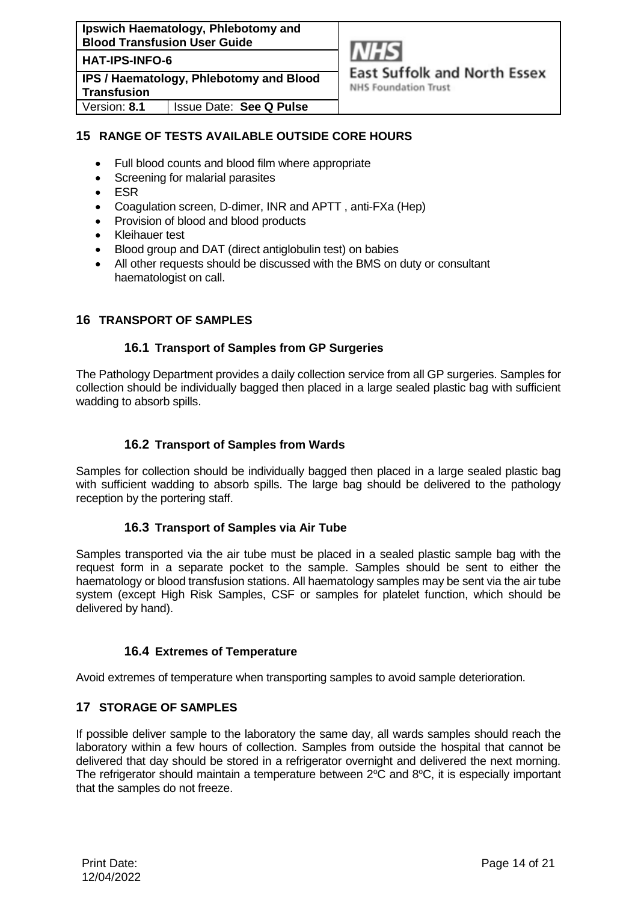## 15 RANGE OF TESTS AVAILABLE OUTSIDE CORE HOURS

- Full blood counts and blood film where appropriate
- Screening for malarial parasites
- ESR
- Coagulation screen, D-dimer, INR and APTT , anti-FXa (Hep)
- Provision of blood and blood products
- Kleihauer test
- Blood group and DAT (direct antiglobulin test) on babies
- All other requests should be discussed with the BMS on duty or consultant haematologist on call.

## 16 TRANSPORT OF SAMPLES

### 16.1 Transport of Samples from GP Surgeries

The Pathology Department provides a daily collection service from all GP surgeries. Samples for collection should be individually bagged then placed in a large sealed plastic bag with sufficient wadding to absorb spills.

### 16.2 Transport of Samples from Wards

Samples for collection should be individually bagged then placed in a large sealed plastic bag with sufficient wadding to absorb spills. The large bag should be delivered to the pathology reception by the portering staff.

### 16.3 Transport of Samples via Air Tube

Samples transported via the air tube must be placed in a sealed plastic sample bag with the request form in a separate pocket to the sample. Samples should be sent to either the haematology or blood transfusion stations. All haematology samples may be sent via the air tube system (except High Risk Samples, CSF or samples for platelet function, which should be delivered by hand).

### 16.4 Extremes of Temperature

Avoid extremes of temperature when transporting samples to avoid sample deterioration.

## 17 STORAGE OF SAMPLES

If possible deliver sample to the laboratory the same day, all wards samples should reach the laboratory within a few hours of collection. Samples from outside the hospital that cannot be delivered that day should be stored in a refrigerator overnight and delivered the next morning. The refrigerator should maintain a temperature between 2ºC and 8ºC, it is especially important that the samples do not freeze.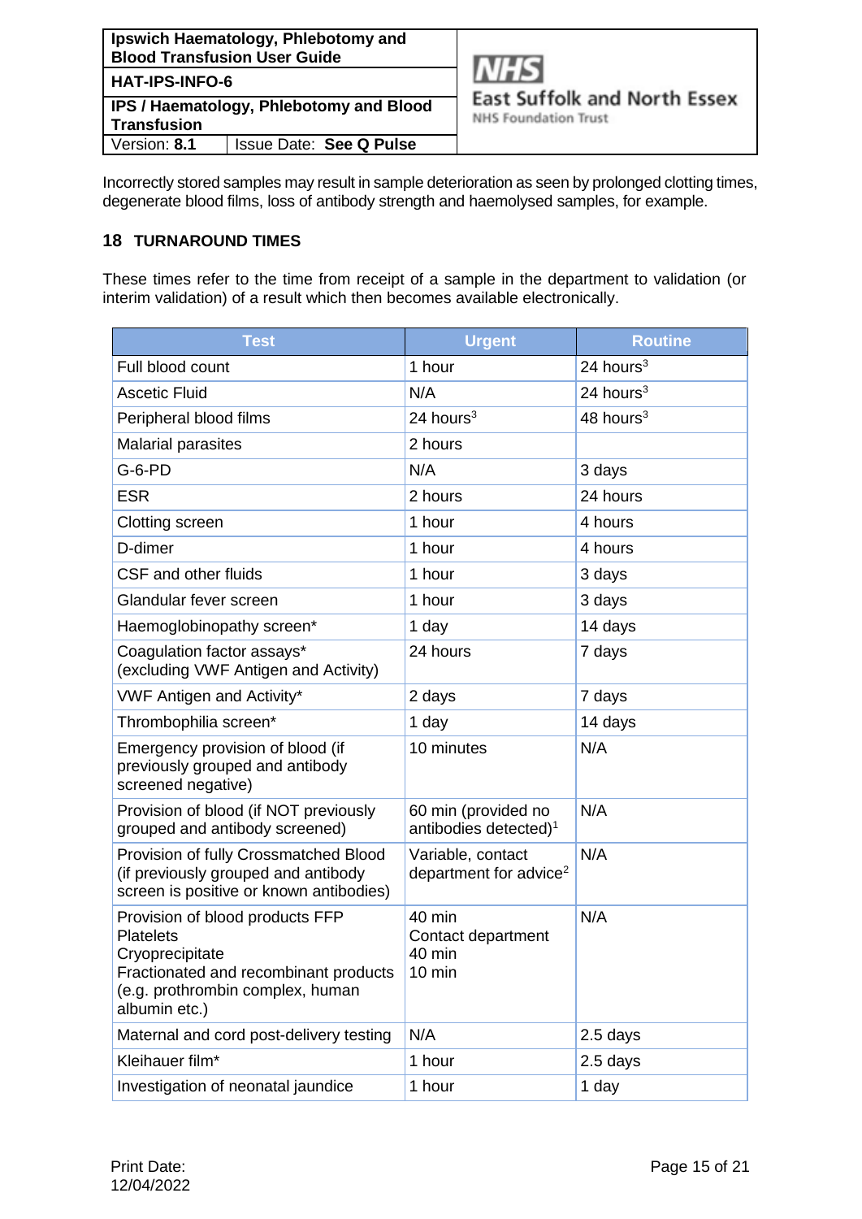Incorrectly stored samples may result in sample deterioration as seen by prolonged clotting times, degenerate blood films, loss of antibody strength and haemolysed samples, for example.

## 18 TURNAROUND TIMES

These times refer to the time from receipt of a sample in the department to validation (or interim validation) of a result which then becomes available electronically.

| Test | Urgent | Routine |
|---|---|---|
| Full blood count | 1 hour | 24 hours[3] |
| Ascetic Fluid | N/A | 24 hours[3] |
| Peripheral blood films | 24 hours[3] | 48 hours[3] |
| Malarial parasites | 2 hours | |
| G-6-PD | N/A | 3 days |
| ESR | 2 hours | 24 hours |
| Clotting screen | 1 hour | 4 hours |
| D-dimer | 1 hour | 4 hours |
| CSF and other fluids | 1 hour | 3 days |
| Glandular fever screen | 1 hour | 3 days |
| Haemoglobinopathy screen* | 1 day | 14 days |
| Coagulation factor assays* (excluding VWF Antigen and Activity) | 24 hours | 7 days |
| VWF Antigen and Activity* | 2 days | 7 days |
| Thrombophilia screen* | 1 day | 14 days |
| Emergency provision of blood (if previously grouped and antibody screened negative) | 10 minutes | N/A |
| Provision of blood (if NOT previously grouped and antibody screened) | 60 min (provided no antibodies detected)[1] | N/A |
| Provision of fully Crossmatched Blood (if previously grouped and antibody screen is positive or known antibodies) | Variable, contact department for advice[2] | N/A |
| Provision of blood products FFP<br>Platelets<br>Cryoprecipitate<br>Fractionated and recombinant products (e.g. prothrombin complex, human albumin etc.) | 40 min<br>Contact department<br>40 min<br>10 min | N/A |
| Maternal and cord post-delivery testing | N/A | 2.5 days |
| Kleihauer film* | 1 hour | 2.5 days |
| Investigation of neonatal jaundice | 1 hour | 1 day |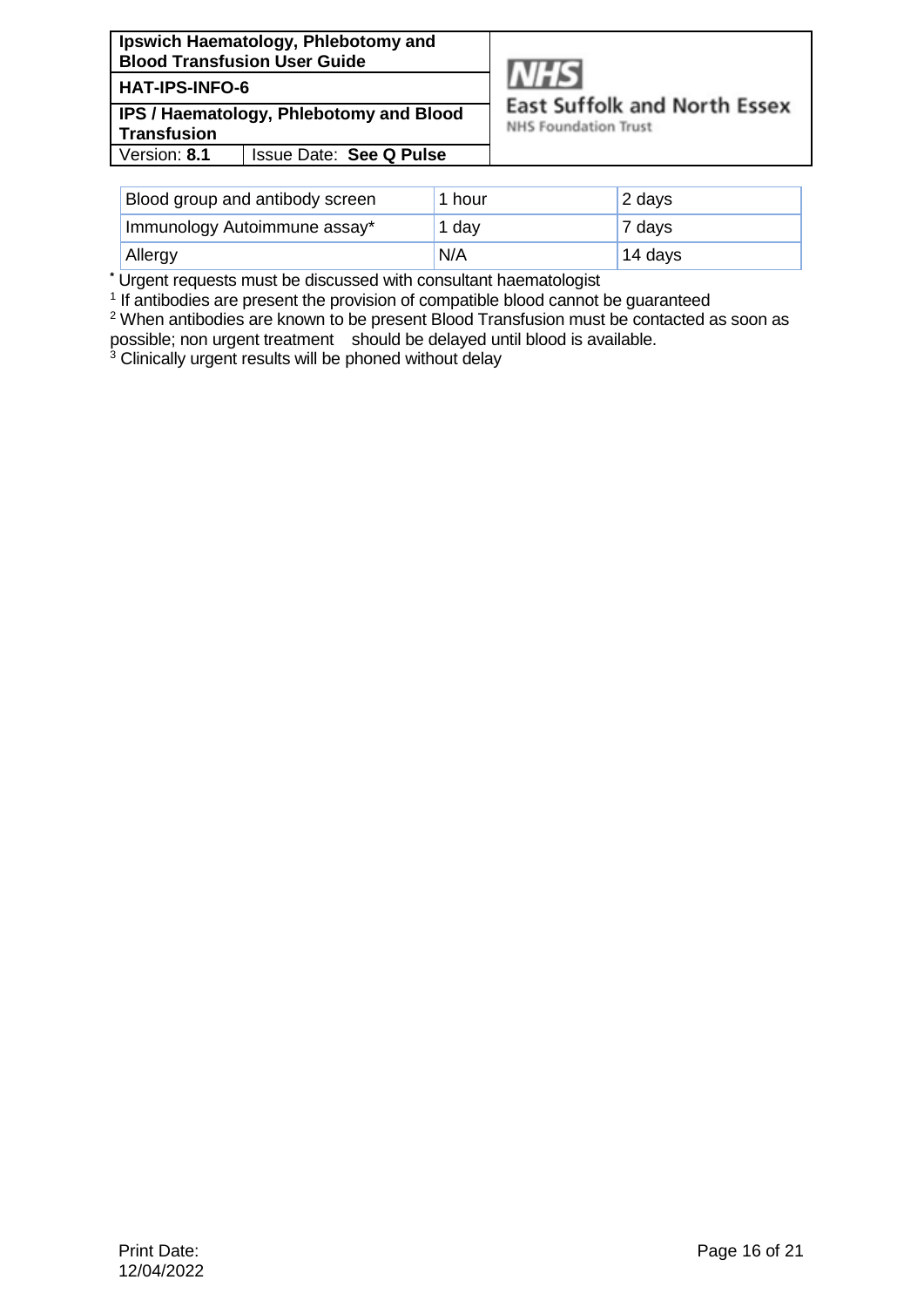| Blood group and antibody screen | 1 hour | 2 days |
|---|---|---|
| Immunology Autoimmune assay* | 1 day | 7 days |
| Allergy | N/A | 14 days |

* Urgent requests must be discussed with consultant haematologist

[1] If antibodies are present the provision of compatible blood cannot be guaranteed

[2] When antibodies are known to be present Blood Transfusion must be contacted as soon as possible; non urgent treatment should be delayed until blood is available.

[3] Clinically urgent results will be phoned without delay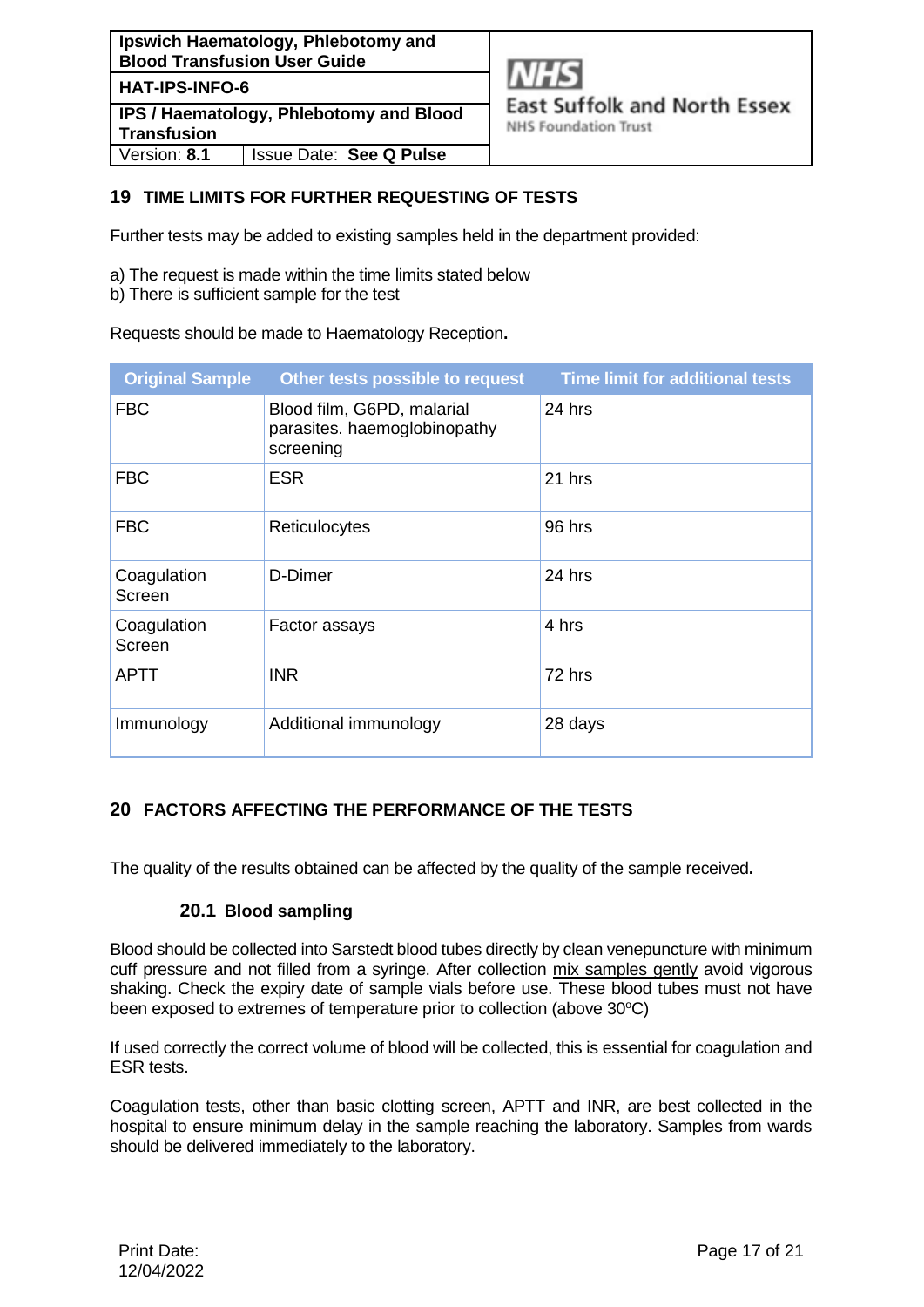## 19 TIME LIMITS FOR FURTHER REQUESTING OF TESTS

Further tests may be added to existing samples held in the department provided:

a) The request is made within the time limits stated below
b) There is sufficient sample for the test

Requests should be made to Haematology Reception**.**

| Original Sample | Other tests possible to request | Time limit for additional tests |
|---|---|---|
| FBC | Blood film, G6PD, malarial parasites. haemoglobinopathy screening | 24 hrs |
| FBC | ESR | 21 hrs |
| FBC | Reticulocytes | 96 hrs |
| Coagulation Screen | D-Dimer | 24 hrs |
| Coagulation Screen | Factor assays | 4 hrs |
| APTT | INR | 72 hrs |
| Immunology | Additional immunology | 28 days |

## 20 FACTORS AFFECTING THE PERFORMANCE OF THE TESTS

The quality of the results obtained can be affected by the quality of the sample received**.**

### 20.1 Blood sampling

Blood should be collected into Sarstedt blood tubes directly by clean venepuncture with minimum cuff pressure and not filled from a syringe. After collection mix samples gently avoid vigorous shaking. Check the expiry date of sample vials before use. These blood tubes must not have been exposed to extremes of temperature prior to collection (above 30°C)

If used correctly the correct volume of blood will be collected, this is essential for coagulation and ESR tests.

Coagulation tests, other than basic clotting screen, APTT and INR, are best collected in the hospital to ensure minimum delay in the sample reaching the laboratory. Samples from wards should be delivered immediately to the laboratory.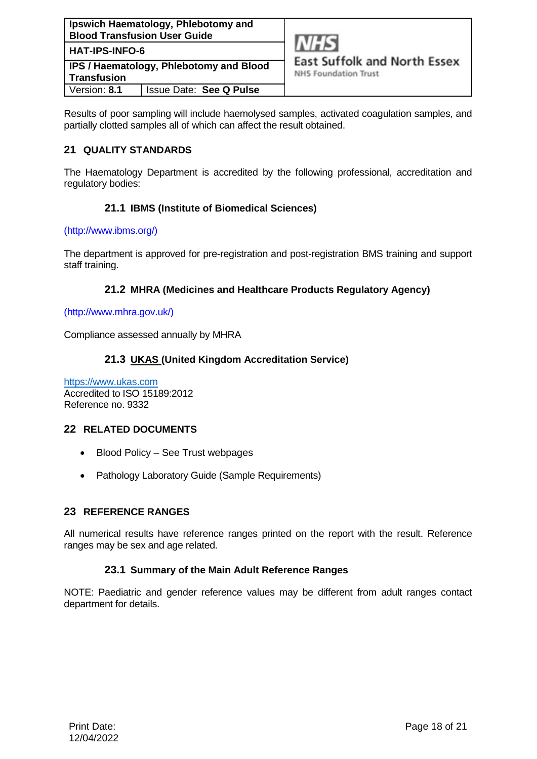Results of poor sampling will include haemolysed samples, activated coagulation samples, and partially clotted samples all of which can affect the result obtained.

## 21 QUALITY STANDARDS

The Haematology Department is accredited by the following professional, accreditation and regulatory bodies:

### 21.1 IBMS (Institute of Biomedical Sciences)

(http://www.ibms.org/)

The department is approved for pre-registration and post-registration BMS training and support staff training.

### 21.2 MHRA (Medicines and Healthcare Products Regulatory Agency)

(http://www.mhra.gov.uk/)

Compliance assessed annually by MHRA

### 21.3 UKAS (United Kingdom Accreditation Service)

https://www.ukas.com
Accredited to ISO 15189:2012
Reference no. 9332

## 22 RELATED DOCUMENTS

- Blood Policy – See Trust webpages
- Pathology Laboratory Guide (Sample Requirements)

## 23 REFERENCE RANGES

All numerical results have reference ranges printed on the report with the result. Reference ranges may be sex and age related.

### 23.1 Summary of the Main Adult Reference Ranges

NOTE: Paediatric and gender reference values may be different from adult ranges contact department for details.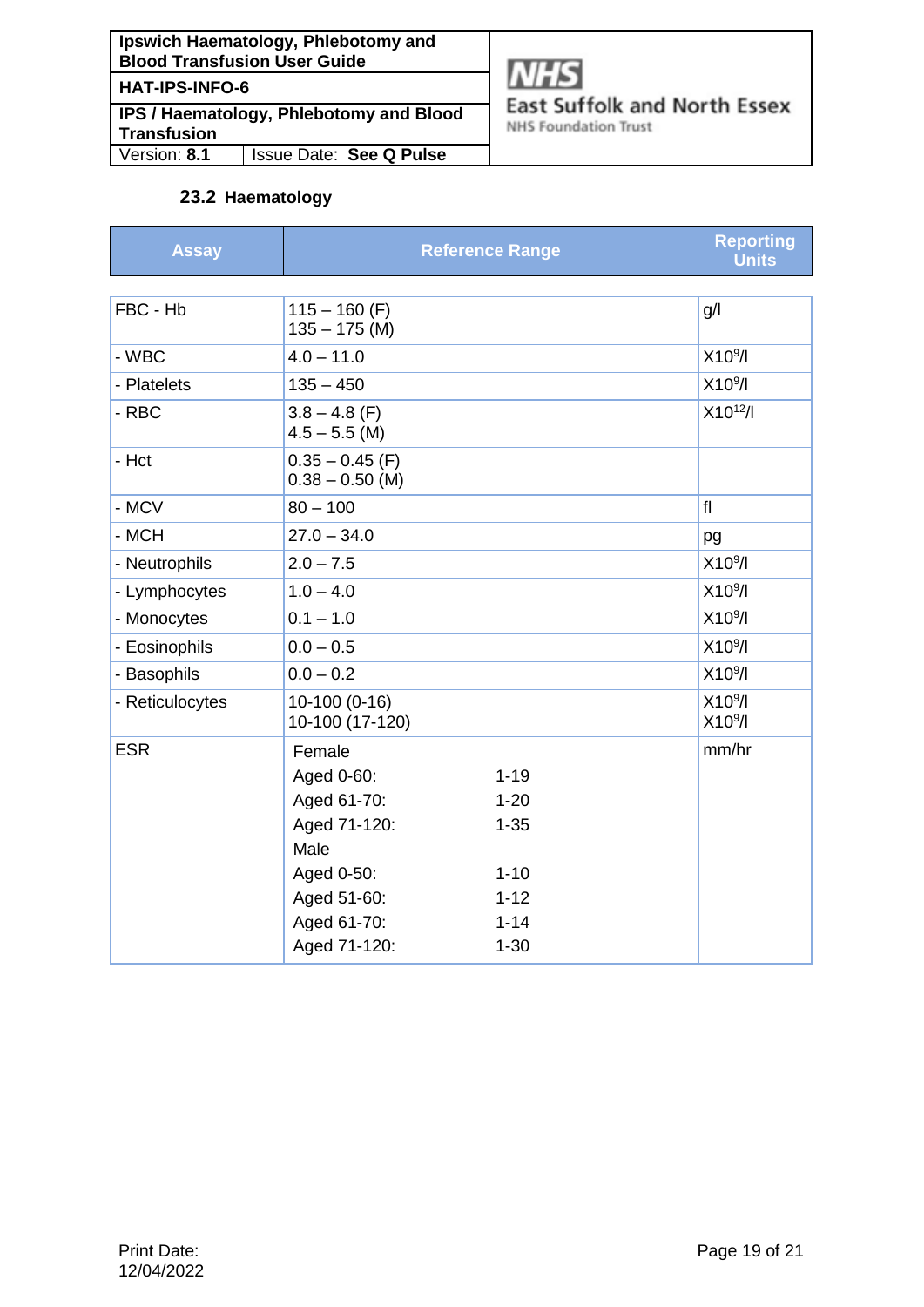### 23.2 Haematology

| Assay | Reference Range | Reporting Units |
|---|---|---|
| FBC - Hb | 115 – 160 (F)<br>135 – 175 (M) | g/l |
| - WBC | 4.0 – 11.0 | X$10^9$/l |
| - Platelets | 135 – 450 | X$10^9$/l |
| - RBC | 3.8 – 4.8 (F)<br>4.5 – 5.5 (M) | X$10^{12}$/l |
| - Hct | 0.35 – 0.45 (F)<br>0.38 – 0.50 (M) | |
| - MCV | 80 – 100 | fl |
| - MCH | 27.0 – 34.0 | pg |
| - Neutrophils | 2.0 – 7.5 | X$10^9$/l |
| - Lymphocytes | 1.0 – 4.0 | X$10^9$/l |
| - Monocytes | 0.1 – 1.0 | X$10^9$/l |
| - Eosinophils | 0.0 – 0.5 | X$10^9$/l |
| - Basophils | 0.0 – 0.2 | X$10^9$/l |
| - Reticulocytes | 10-100 (0-16)<br>10-100 (17-120) | X$10^9$/l<br>X$10^9$/l |
| ESR | Female<br>Aged 0-60: 1-19<br>Aged 61-70: 1-20<br>Aged 71-120: 1-35<br>Male<br>Aged 0-50: 1-10<br>Aged 51-60: 1-12<br>Aged 61-70: 1-14<br>Aged 71-120: 1-30 | mm/hr |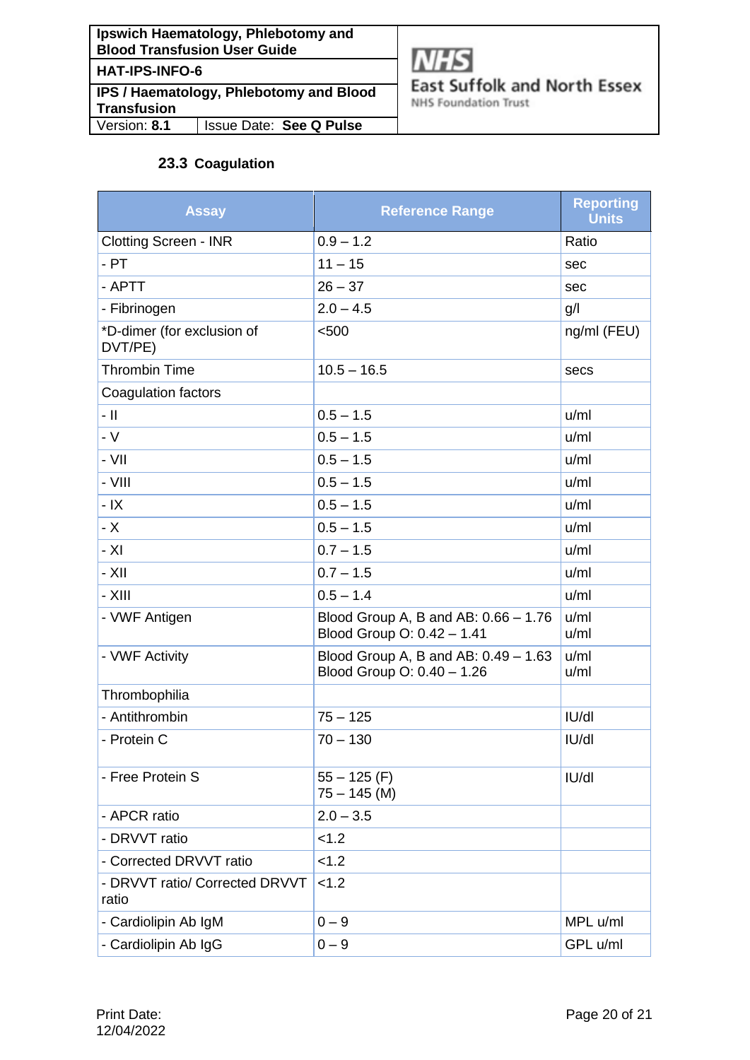### 23.3 Coagulation

| Assay | Reference Range | Reporting Units |
|---|---|---|
| Clotting Screen - INR | 0.9 – 1.2 | Ratio |
| - PT | 11 – 15 | sec |
| - APTT | 26 – 37 | sec |
| - Fibrinogen | 2.0 – 4.5 | g/l |
| *D-dimer (for exclusion of DVT/PE) | <500 | ng/ml (FEU) |
| Thrombin Time | 10.5 – 16.5 | secs |
| Coagulation factors | | |
| - II | 0.5 – 1.5 | u/ml |
| - V | 0.5 – 1.5 | u/ml |
| - VII | 0.5 – 1.5 | u/ml |
| - VIII | 0.5 – 1.5 | u/ml |
| - IX | 0.5 – 1.5 | u/ml |
| - X | 0.5 – 1.5 | u/ml |
| - XI | 0.7 – 1.5 | u/ml |
| - XII | 0.7 – 1.5 | u/ml |
| - XIII | 0.5 – 1.4 | u/ml |
| - VWF Antigen | Blood Group A, B and AB: 0.66 – 1.76<br>Blood Group O: 0.42 – 1.41 | u/ml<br>u/ml |
| - VWF Activity | Blood Group A, B and AB: 0.49 – 1.63<br>Blood Group O: 0.40 – 1.26 | u/ml<br>u/ml |
| Thrombophilia | | |
| - Antithrombin | 75 – 125 | IU/dl |
| - Protein C | 70 – 130 | IU/dl |
| - Free Protein S | 55 – 125 (F)<br>75 – 145 (M) | IU/dl |
| - APCR ratio | 2.0 – 3.5 | |
| - DRVVT ratio | <1.2 | |
| - Corrected DRVVT ratio | <1.2 | |
| - DRVVT ratio/ Corrected DRVVT ratio | <1.2 | |
| - Cardiolipin Ab IgM | 0 – 9 | MPL u/ml |
| - Cardiolipin Ab IgG | 0 – 9 | GPL u/ml |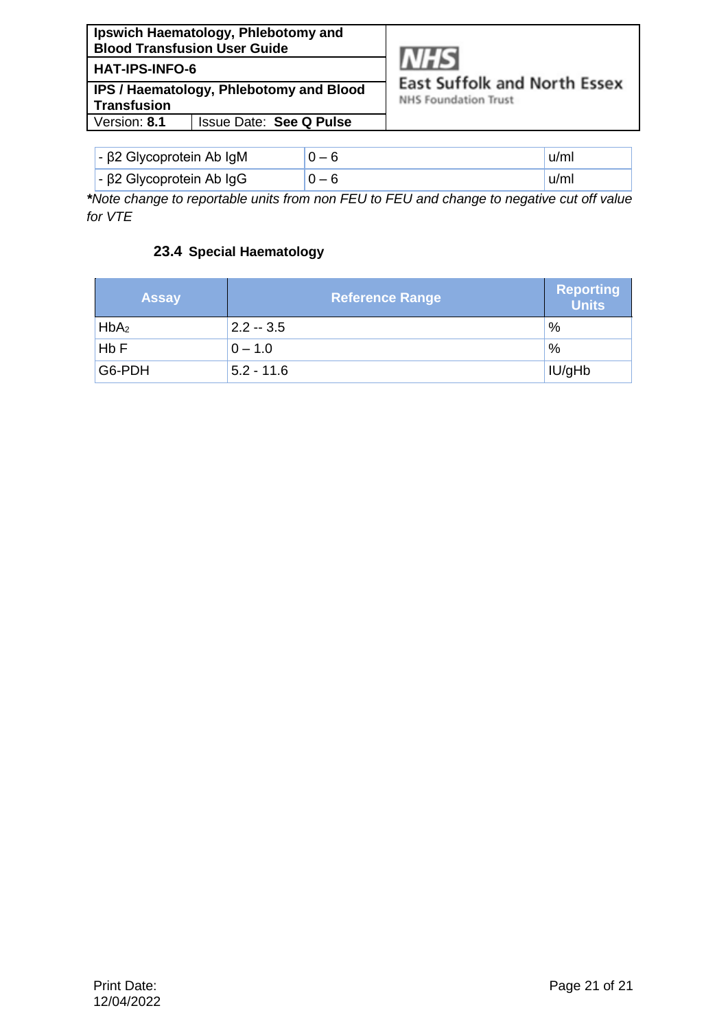| | | |
|---|---|---|
| - β2 Glycoprotein Ab IgM | 0 – 6 | u/ml |
| - β2 Glycoprotein Ab IgG | 0 – 6 | u/ml |

***Note change to reportable units from non FEU to FEU and change to negative cut off value for VTE*

### 23.4 Special Haematology

| Assay | Reference Range | Reporting Units |
|---|---|---|
| $HbA_2$ | 2.2 -- 3.5 | % |
| Hb F | 0 – 1.0 | % |
| G6-PDH | 5.2 - 11.6 | IU/gHb |

Print Date: 12/04/2022